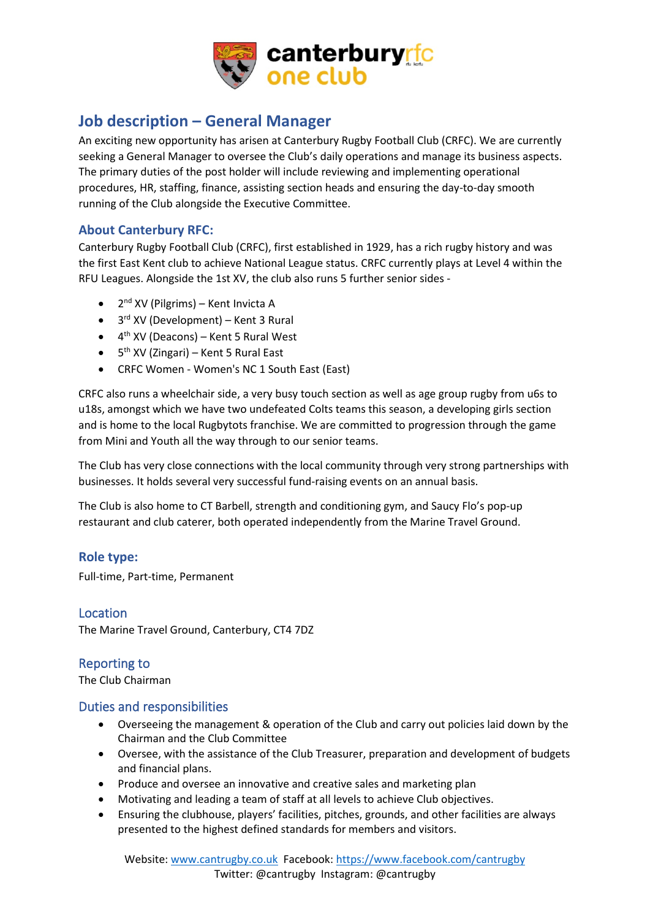# Job description – General Manager

An exciting new opportunity has arisen at Canterbury Rugby Football Club (CRFC). We are currently seeking a General Manager to oversee the Club's daily operations and manage its business aspects. The primary duties of the post holder will include reviewing and implementing operational procedures, HR, staffing, finance, assisting section heads and ensuring the day-to-day smooth running of the Club alongside the Executive Committee.

## About Canterbury RFC:

Canterbury Rugby Football Club (CRFC), first established in 1929, has a rich rugby history and was the first East Kent club to achieve National League status. CRFC currently plays at Level 4 within the RFU Leagues. Alongside the 1st XV, the club also runs 5 further senior sides -

- 2nd XV (Pilgrims) – Kent Invicta A
- 3rd XV (Development) – Kent 3 Rural
- 4th XV (Deacons) – Kent 5 Rural West
- 5th XV (Zingari) – Kent 5 Rural East
- CRFC Women - Women's NC 1 South East (East)

CRFC also runs a wheelchair side, a very busy touch section as well as age group rugby from u6s to u18s, amongst which we have two undefeated Colts teams this season, a developing girls section and is home to the local Rugbytots franchise. We are committed to progression through the game from Mini and Youth all the way through to our senior teams.

The Club has very close connections with the local community through very strong partnerships with businesses. It holds several very successful fund-raising events on an annual basis.

The Club is also home to CT Barbell, strength and conditioning gym, and Saucy Flo's pop-up restaurant and club caterer, both operated independently from the Marine Travel Ground.

## Role type:

Full-time, Part-time, Permanent

## Location

The Marine Travel Ground, Canterbury, CT4 7DZ

## Reporting to

The Club Chairman

## Duties and responsibilities

- Overseeing the management & operation of the Club and carry out policies laid down by the Chairman and the Club Committee
- Oversee, with the assistance of the Club Treasurer, preparation and development of budgets and financial plans.
- Produce and oversee an innovative and creative sales and marketing plan
- Motivating and leading a team of staff at all levels to achieve Club objectives.
- Ensuring the clubhouse, players' facilities, pitches, grounds, and other facilities are always presented to the highest defined standards for members and visitors.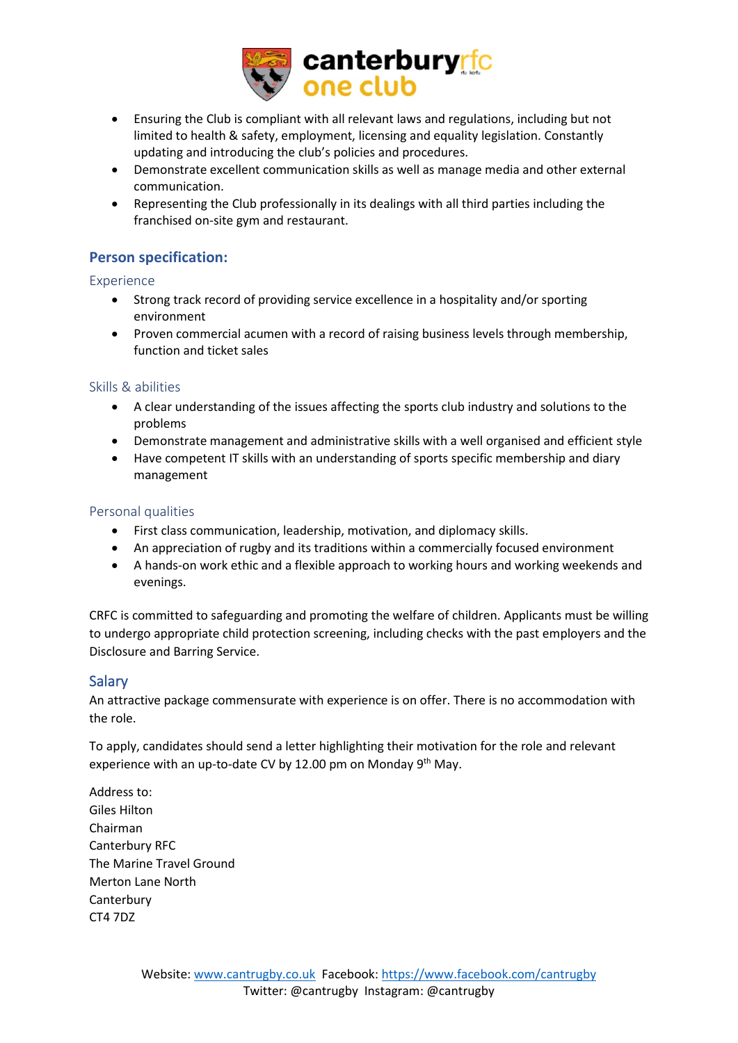- Ensuring the Club is compliant with all relevant laws and regulations, including but not limited to health & safety, employment, licensing and equality legislation. Constantly updating and introducing the club's policies and procedures.
- Demonstrate excellent communication skills as well as manage media and other external communication.
- Representing the Club professionally in its dealings with all third parties including the franchised on-site gym and restaurant.

## Person specification:

### Experience

- Strong track record of providing service excellence in a hospitality and/or sporting environment
- Proven commercial acumen with a record of raising business levels through membership, function and ticket sales

### Skills & abilities

- A clear understanding of the issues affecting the sports club industry and solutions to the problems
- Demonstrate management and administrative skills with a well organised and efficient style
- Have competent IT skills with an understanding of sports specific membership and diary management

### Personal qualities

- First class communication, leadership, motivation, and diplomacy skills.
- An appreciation of rugby and its traditions within a commercially focused environment
- A hands-on work ethic and a flexible approach to working hours and working weekends and evenings.

CRFC is committed to safeguarding and promoting the welfare of children. Applicants must be willing to undergo appropriate child protection screening, including checks with the past employers and the Disclosure and Barring Service.

## Salary

An attractive package commensurate with experience is on offer. There is no accommodation with the role.

To apply, candidates should send a letter highlighting their motivation for the role and relevant experience with an up-to-date CV by 12.00 pm on Monday 9th May.

Address to:
Giles Hilton
Chairman
Canterbury RFC
The Marine Travel Ground
Merton Lane North
Canterbury
CT4 7DZ

Website: www.cantrugby.co.uk Facebook: https://www.facebook.com/cantrugby
Twitter: @cantrugby Instagram: @cantrugby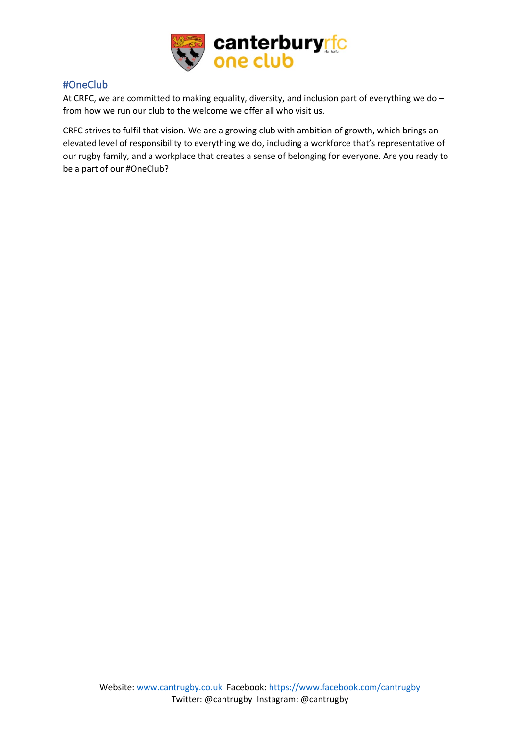## #OneClub

At CRFC, we are committed to making equality, diversity, and inclusion part of everything we do – from how we run our club to the welcome we offer all who visit us.

CRFC strives to fulfil that vision. We are a growing club with ambition of growth, which brings an elevated level of responsibility to everything we do, including a workforce that's representative of our rugby family, and a workplace that creates a sense of belonging for everyone. Are you ready to be a part of our #OneClub?